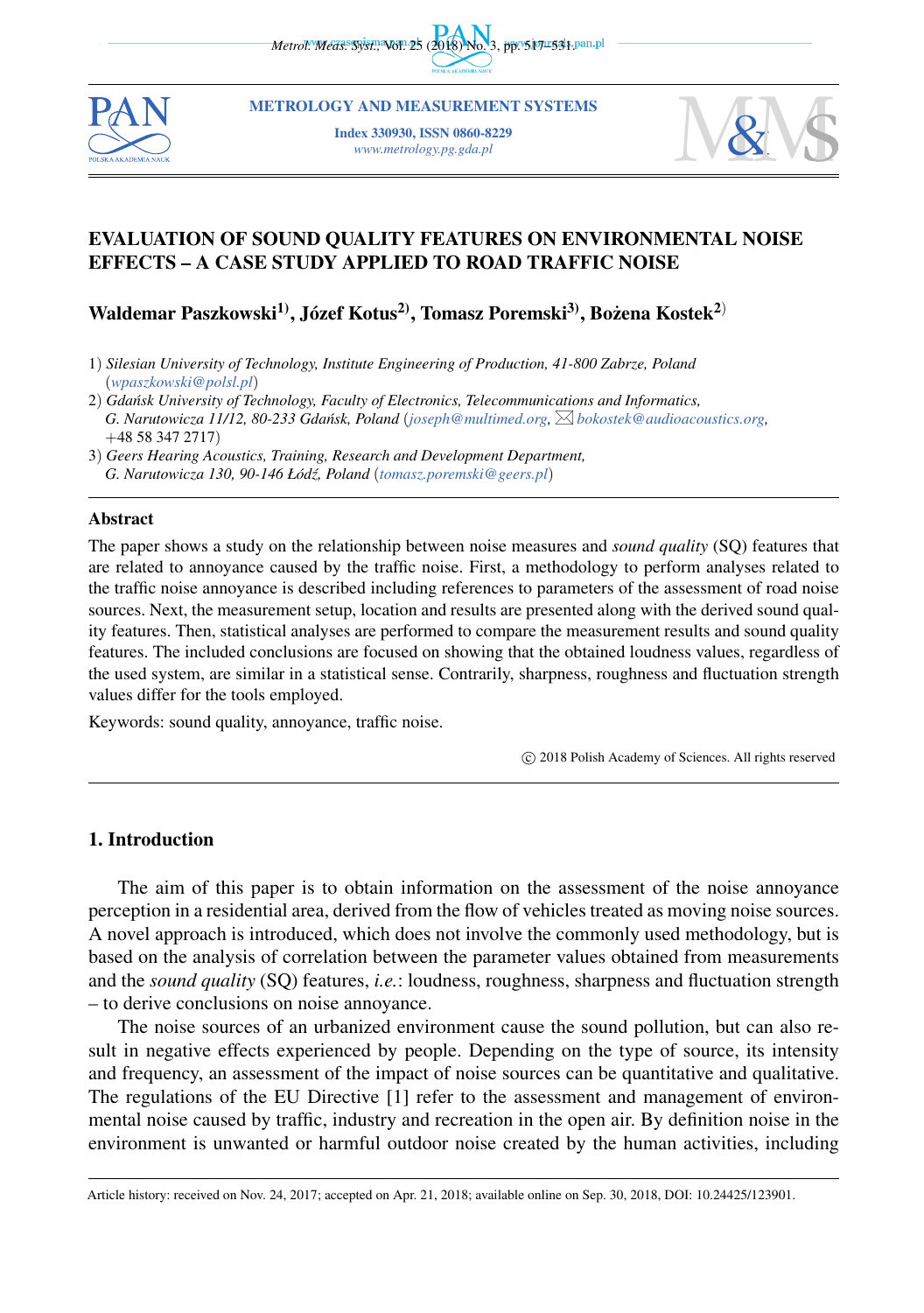METROLOGY AND MEASUREMENT SYSTEMS

Index 330930, ISSN 0860-8229

*www.metrology.pg.gda.pl*

# EVALUATION OF SOUND QUALITY FEATURES ON ENVIRONMENTAL NOISE EFFECTS – A CASE STUDY APPLIED TO ROAD TRAFFIC NOISE

**Waldemar Paszkowski[1], Józef Kotus[2], Tomasz Poremski[3], Bożena Kostek[2]**

1) *Silesian University of Technology, Institute Engineering of Production, 41-800 Zabrze, Poland* (*wpaszkowski@polsl.pl*)

2) *Gdańsk University of Technology, Faculty of Electronics, Telecommunications and Informatics, G. Narutowicza 11/12, 80-233 Gdańsk, Poland* (*joseph@multimed.org*, ✉ *bokostek@audioacoustics.org*, +48 58 347 2717)

3) *Geers Hearing Acoustics, Training, Research and Development Department, G. Narutowicza 130, 90-146 Łódź, Poland* (*tomasz.poremski@geers.pl*)

## Abstract

The paper shows a study on the relationship between noise measures and *sound quality* (SQ) features that are related to annoyance caused by the traffic noise. First, a methodology to perform analyses related to the traffic noise annoyance is described including references to parameters of the assessment of road noise sources. Next, the measurement setup, location and results are presented along with the derived sound quality features. Then, statistical analyses are performed to compare the measurement results and sound quality features. The included conclusions are focused on showing that the obtained loudness values, regardless of the used system, are similar in a statistical sense. Contrarily, sharpness, roughness and fluctuation strength values differ for the tools employed.

Keywords: sound quality, annoyance, traffic noise.

© 2018 Polish Academy of Sciences. All rights reserved

## 1. Introduction

The aim of this paper is to obtain information on the assessment of the noise annoyance perception in a residential area, derived from the flow of vehicles treated as moving noise sources. A novel approach is introduced, which does not involve the commonly used methodology, but is based on the analysis of correlation between the parameter values obtained from measurements and the *sound quality* (SQ) features, *i.e.*: loudness, roughness, sharpness and fluctuation strength – to derive conclusions on noise annoyance.

The noise sources of an urbanized environment cause the sound pollution, but can also result in negative effects experienced by people. Depending on the type of source, its intensity and frequency, an assessment of the impact of noise sources can be quantitative and qualitative. The regulations of the EU Directive [1] refer to the assessment and management of environmental noise caused by traffic, industry and recreation in the open air. By definition noise in the environment is unwanted or harmful outdoor noise created by the human activities, including

Article history: received on Nov. 24, 2017; accepted on Apr. 21, 2018; available online on Sep. 30, 2018, DOI: 10.24425/123901.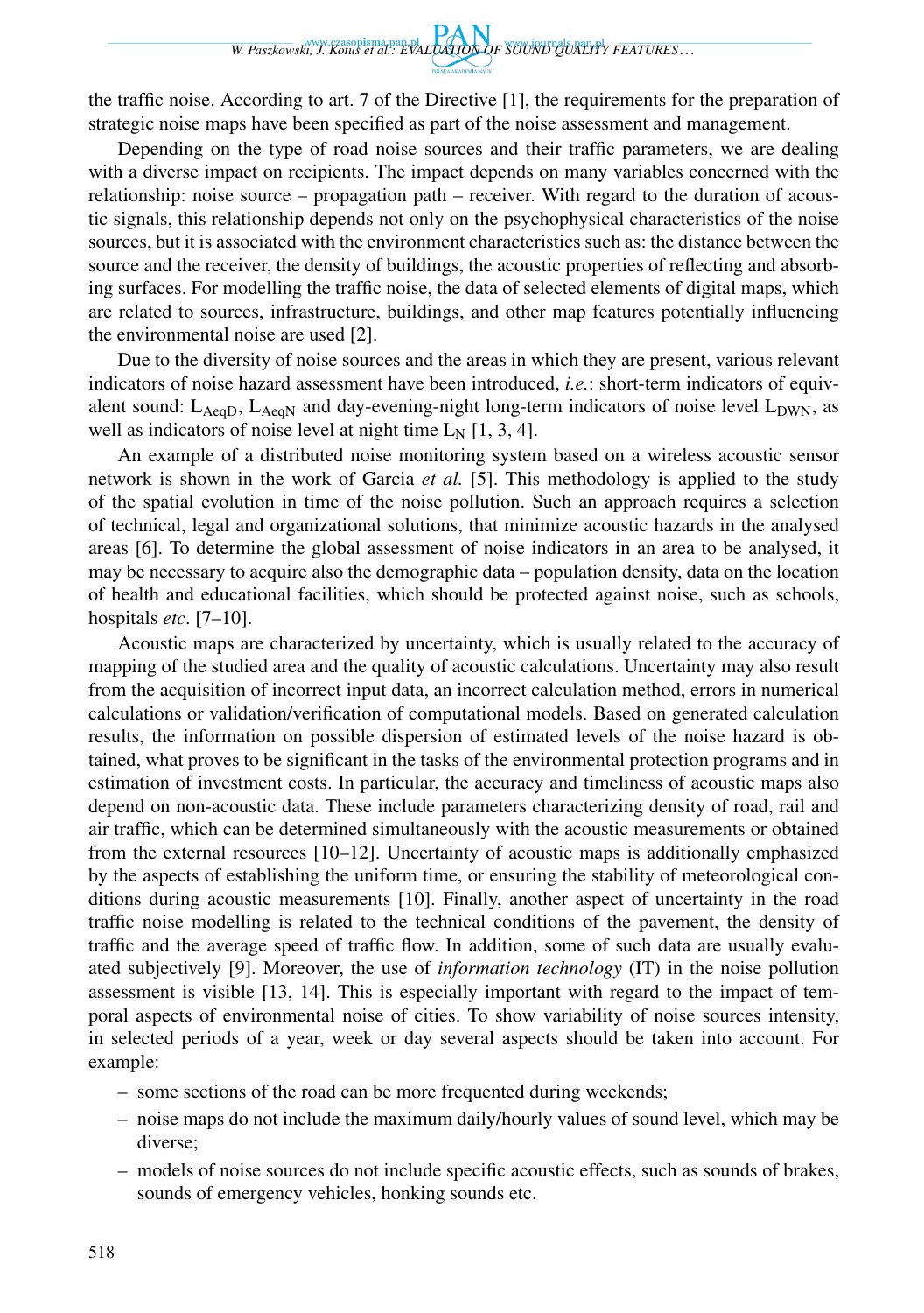the traffic noise. According to art. 7 of the Directive [1], the requirements for the preparation of strategic noise maps have been specified as part of the noise assessment and management.

Depending on the type of road noise sources and their traffic parameters, we are dealing with a diverse impact on recipients. The impact depends on many variables concerned with the relationship: noise source – propagation path – receiver. With regard to the duration of acoustic signals, this relationship depends not only on the psychophysical characteristics of the noise sources, but it is associated with the environment characteristics such as: the distance between the source and the receiver, the density of buildings, the acoustic properties of reflecting and absorbing surfaces. For modelling the traffic noise, the data of selected elements of digital maps, which are related to sources, infrastructure, buildings, and other map features potentially influencing the environmental noise are used [2].

Due to the diversity of noise sources and the areas in which they are present, various relevant indicators of noise hazard assessment have been introduced, *i.e.*: short-term indicators of equivalent sound: $L_{AeqD}$, $L_{AeqN}$ and day-evening-night long-term indicators of noise level $L_{DWN}$, as well as indicators of noise level at night time $L_N$ [1, 3, 4].

An example of a distributed noise monitoring system based on a wireless acoustic sensor network is shown in the work of Garcia *et al.* [5]. This methodology is applied to the study of the spatial evolution in time of the noise pollution. Such an approach requires a selection of technical, legal and organizational solutions, that minimize acoustic hazards in the analysed areas [6]. To determine the global assessment of noise indicators in an area to be analysed, it may be necessary to acquire also the demographic data – population density, data on the location of health and educational facilities, which should be protected against noise, such as schools, hospitals *etc*. [7–10].

Acoustic maps are characterized by uncertainty, which is usually related to the accuracy of mapping of the studied area and the quality of acoustic calculations. Uncertainty may also result from the acquisition of incorrect input data, an incorrect calculation method, errors in numerical calculations or validation/verification of computational models. Based on generated calculation results, the information on possible dispersion of estimated levels of the noise hazard is obtained, what proves to be significant in the tasks of the environmental protection programs and in estimation of investment costs. In particular, the accuracy and timeliness of acoustic maps also depend on non-acoustic data. These include parameters characterizing density of road, rail and air traffic, which can be determined simultaneously with the acoustic measurements or obtained from the external resources [10–12]. Uncertainty of acoustic maps is additionally emphasized by the aspects of establishing the uniform time, or ensuring the stability of meteorological conditions during acoustic measurements [10]. Finally, another aspect of uncertainty in the road traffic noise modelling is related to the technical conditions of the pavement, the density of traffic and the average speed of traffic flow. In addition, some of such data are usually evaluated subjectively [9]. Moreover, the use of *information technology* (IT) in the noise pollution assessment is visible [13, 14]. This is especially important with regard to the impact of temporal aspects of environmental noise of cities. To show variability of noise sources intensity, in selected periods of a year, week or day several aspects should be taken into account. For example:

- some sections of the road can be more frequented during weekends;
- noise maps do not include the maximum daily/hourly values of sound level, which may be diverse;
- models of noise sources do not include specific acoustic effects, such as sounds of brakes, sounds of emergency vehicles, honking sounds etc.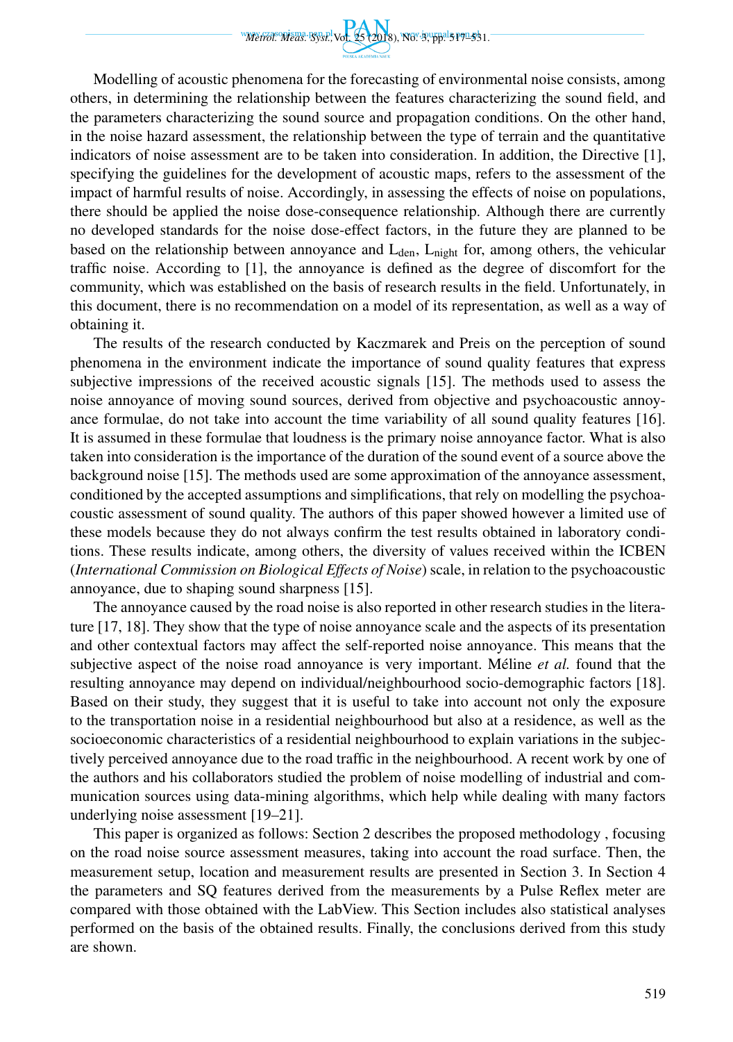Modelling of acoustic phenomena for the forecasting of environmental noise consists, among others, in determining the relationship between the features characterizing the sound field, and the parameters characterizing the sound source and propagation conditions. On the other hand, in the noise hazard assessment, the relationship between the type of terrain and the quantitative indicators of noise assessment are to be taken into consideration. In addition, the Directive [1], specifying the guidelines for the development of acoustic maps, refers to the assessment of the impact of harmful results of noise. Accordingly, in assessing the effects of noise on populations, there should be applied the noise dose-consequence relationship. Although there are currently no developed standards for the noise dose-effect factors, in the future they are planned to be based on the relationship between annoyance and $L_{den}$, $L_{night}$ for, among others, the vehicular traffic noise. According to [1], the annoyance is defined as the degree of discomfort for the community, which was established on the basis of research results in the field. Unfortunately, in this document, there is no recommendation on a model of its representation, as well as a way of obtaining it.

The results of the research conducted by Kaczmarek and Preis on the perception of sound phenomena in the environment indicate the importance of sound quality features that express subjective impressions of the received acoustic signals [15]. The methods used to assess the noise annoyance of moving sound sources, derived from objective and psychoacoustic annoyance formulae, do not take into account the time variability of all sound quality features [16]. It is assumed in these formulae that loudness is the primary noise annoyance factor. What is also taken into consideration is the importance of the duration of the sound event of a source above the background noise [15]. The methods used are some approximation of the annoyance assessment, conditioned by the accepted assumptions and simplifications, that rely on modelling the psychoacoustic assessment of sound quality. The authors of this paper showed however a limited use of these models because they do not always confirm the test results obtained in laboratory conditions. These results indicate, among others, the diversity of values received within the ICBEN (*International Commission on Biological Effects of Noise*) scale, in relation to the psychoacoustic annoyance, due to shaping sound sharpness [15].

The annoyance caused by the road noise is also reported in other research studies in the literature [17, 18]. They show that the type of noise annoyance scale and the aspects of its presentation and other contextual factors may affect the self-reported noise annoyance. This means that the subjective aspect of the noise road annoyance is very important. Méline *et al.* found that the resulting annoyance may depend on individual/neighbourhood socio-demographic factors [18]. Based on their study, they suggest that it is useful to take into account not only the exposure to the transportation noise in a residential neighbourhood but also at a residence, as well as the socioeconomic characteristics of a residential neighbourhood to explain variations in the subjectively perceived annoyance due to the road traffic in the neighbourhood. A recent work by one of the authors and his collaborators studied the problem of noise modelling of industrial and communication sources using data-mining algorithms, which help while dealing with many factors underlying noise assessment [19–21].

This paper is organized as follows: Section 2 describes the proposed methodology , focusing on the road noise source assessment measures, taking into account the road surface. Then, the measurement setup, location and measurement results are presented in Section 3. In Section 4 the parameters and SQ features derived from the measurements by a Pulse Reflex meter are compared with those obtained with the LabView. This Section includes also statistical analyses performed on the basis of the obtained results. Finally, the conclusions derived from this study are shown.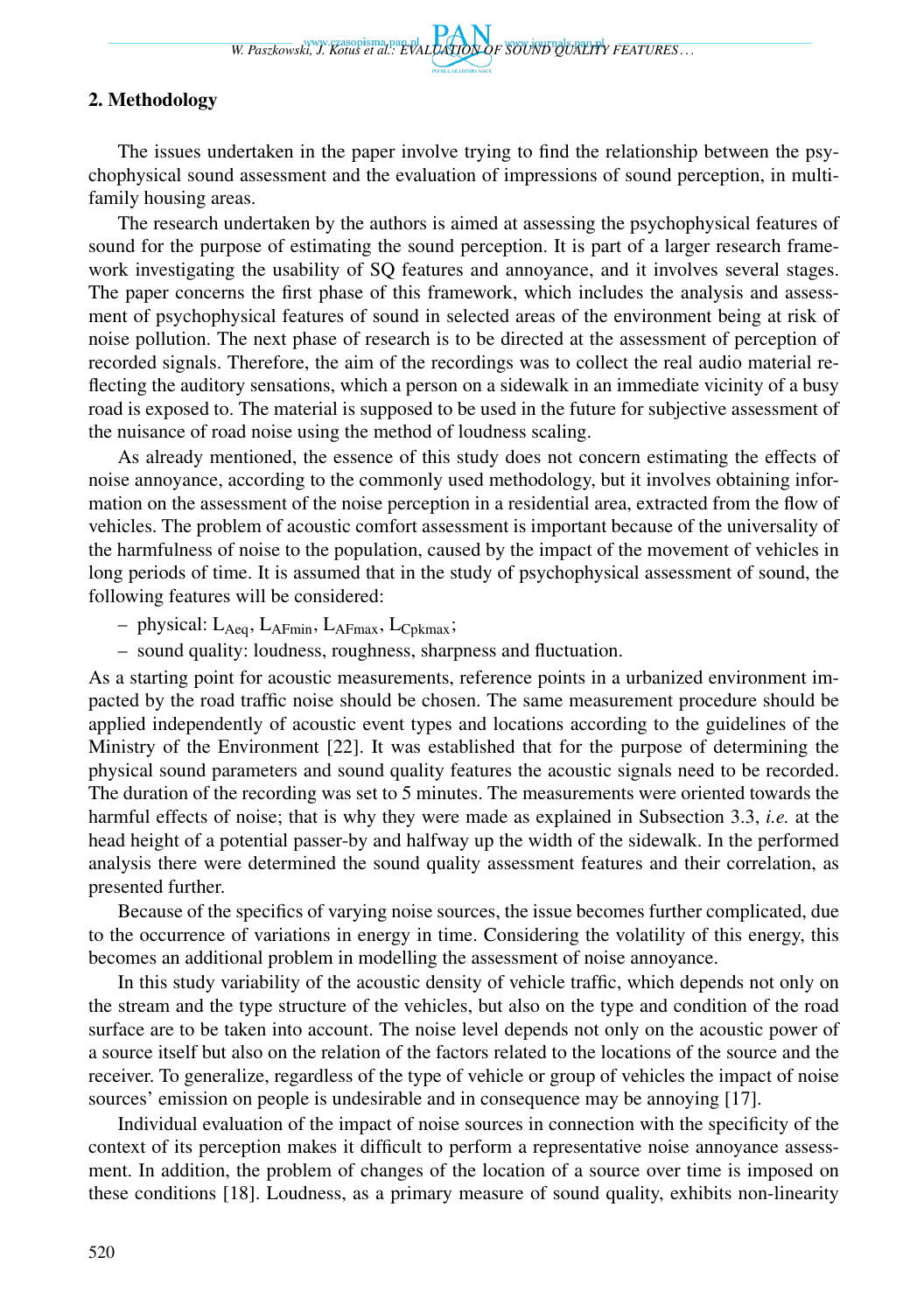## 2. Methodology

The issues undertaken in the paper involve trying to find the relationship between the psychophysical sound assessment and the evaluation of impressions of sound perception, in multi-family housing areas.

The research undertaken by the authors is aimed at assessing the psychophysical features of sound for the purpose of estimating the sound perception. It is part of a larger research framework investigating the usability of SQ features and annoyance, and it involves several stages. The paper concerns the first phase of this framework, which includes the analysis and assessment of psychophysical features of sound in selected areas of the environment being at risk of noise pollution. The next phase of research is to be directed at the assessment of perception of recorded signals. Therefore, the aim of the recordings was to collect the real audio material reflecting the auditory sensations, which a person on a sidewalk in an immediate vicinity of a busy road is exposed to. The material is supposed to be used in the future for subjective assessment of the nuisance of road noise using the method of loudness scaling.

As already mentioned, the essence of this study does not concern estimating the effects of noise annoyance, according to the commonly used methodology, but it involves obtaining information on the assessment of the noise perception in a residential area, extracted from the flow of vehicles. The problem of acoustic comfort assessment is important because of the universality of the harmfulness of noise to the population, caused by the impact of the movement of vehicles in long periods of time. It is assumed that in the study of psychophysical assessment of sound, the following features will be considered:

- physical: $L_{Aeq}$, $L_{AFmin}$, $L_{AFmax}$, $L_{Cpkmax}$;
- sound quality: loudness, roughness, sharpness and fluctuation.

As a starting point for acoustic measurements, reference points in a urbanized environment impacted by the road traffic noise should be chosen. The same measurement procedure should be applied independently of acoustic event types and locations according to the guidelines of the Ministry of the Environment [22]. It was established that for the purpose of determining the physical sound parameters and sound quality features the acoustic signals need to be recorded. The duration of the recording was set to 5 minutes. The measurements were oriented towards the harmful effects of noise; that is why they were made as explained in Subsection 3.3, *i.e.* at the head height of a potential passer-by and halfway up the width of the sidewalk. In the performed analysis there were determined the sound quality assessment features and their correlation, as presented further.

Because of the specifics of varying noise sources, the issue becomes further complicated, due to the occurrence of variations in energy in time. Considering the volatility of this energy, this becomes an additional problem in modelling the assessment of noise annoyance.

In this study variability of the acoustic density of vehicle traffic, which depends not only on the stream and the type structure of the vehicles, but also on the type and condition of the road surface are to be taken into account. The noise level depends not only on the acoustic power of a source itself but also on the relation of the factors related to the locations of the source and the receiver. To generalize, regardless of the type of vehicle or group of vehicles the impact of noise sources' emission on people is undesirable and in consequence may be annoying [17].

Individual evaluation of the impact of noise sources in connection with the specificity of the context of its perception makes it difficult to perform a representative noise annoyance assessment. In addition, the problem of changes of the location of a source over time is imposed on these conditions [18]. Loudness, as a primary measure of sound quality, exhibits non-linearity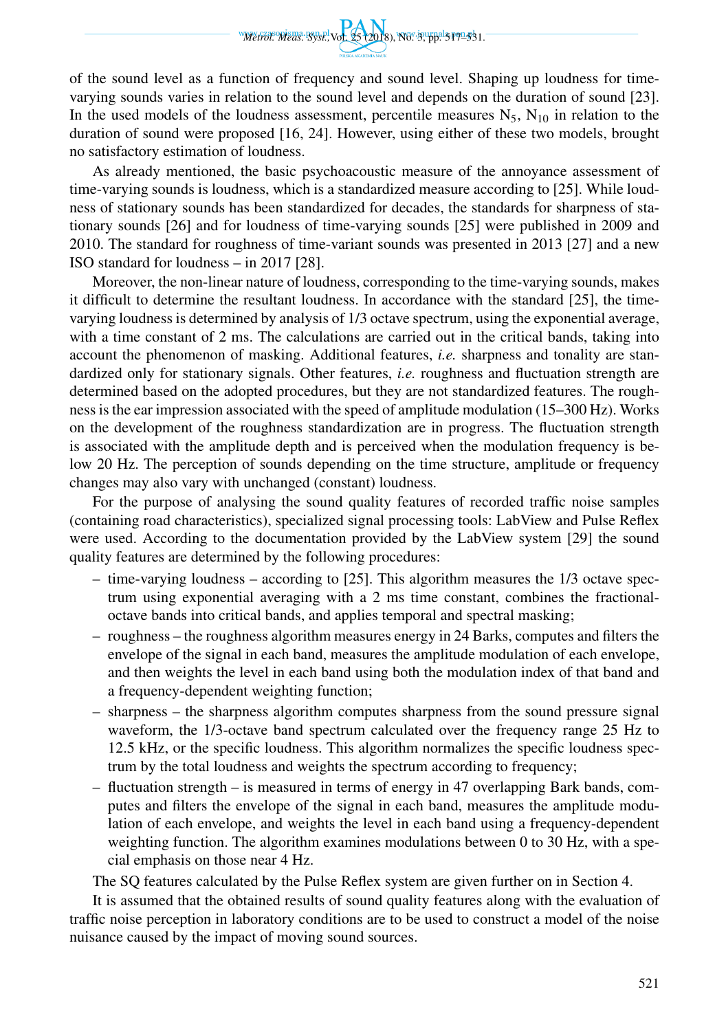of the sound level as a function of frequency and sound level. Shaping up loudness for time-varying sounds varies in relation to the sound level and depends on the duration of sound [23]. In the used models of the loudness assessment, percentile measures $N_5$, $N_{10}$ in relation to the duration of sound were proposed [16, 24]. However, using either of these two models, brought no satisfactory estimation of loudness.

As already mentioned, the basic psychoacoustic measure of the annoyance assessment of time-varying sounds is loudness, which is a standardized measure according to [25]. While loudness of stationary sounds has been standardized for decades, the standards for sharpness of stationary sounds [26] and for loudness of time-varying sounds [25] were published in 2009 and 2010. The standard for roughness of time-variant sounds was presented in 2013 [27] and a new ISO standard for loudness – in 2017 [28].

Moreover, the non-linear nature of loudness, corresponding to the time-varying sounds, makes it difficult to determine the resultant loudness. In accordance with the standard [25], the time-varying loudness is determined by analysis of 1/3 octave spectrum, using the exponential average, with a time constant of 2 ms. The calculations are carried out in the critical bands, taking into account the phenomenon of masking. Additional features, *i.e.* sharpness and tonality are standardized only for stationary signals. Other features, *i.e.* roughness and fluctuation strength are determined based on the adopted procedures, but they are not standardized features. The roughness is the ear impression associated with the speed of amplitude modulation (15–300 Hz). Works on the development of the roughness standardization are in progress. The fluctuation strength is associated with the amplitude depth and is perceived when the modulation frequency is below 20 Hz. The perception of sounds depending on the time structure, amplitude or frequency changes may also vary with unchanged (constant) loudness.

For the purpose of analysing the sound quality features of recorded traffic noise samples (containing road characteristics), specialized signal processing tools: LabView and Pulse Reflex were used. According to the documentation provided by the LabView system [29] the sound quality features are determined by the following procedures:

- time-varying loudness – according to [25]. This algorithm measures the 1/3 octave spectrum using exponential averaging with a 2 ms time constant, combines the fractional-octave bands into critical bands, and applies temporal and spectral masking;
- roughness – the roughness algorithm measures energy in 24 Barks, computes and filters the envelope of the signal in each band, measures the amplitude modulation of each envelope, and then weights the level in each band using both the modulation index of that band and a frequency-dependent weighting function;
- sharpness – the sharpness algorithm computes sharpness from the sound pressure signal waveform, the 1/3-octave band spectrum calculated over the frequency range 25 Hz to 12.5 kHz, or the specific loudness. This algorithm normalizes the specific loudness spectrum by the total loudness and weights the spectrum according to frequency;
- fluctuation strength – is measured in terms of energy in 47 overlapping Bark bands, computes and filters the envelope of the signal in each band, measures the amplitude modulation of each envelope, and weights the level in each band using a frequency-dependent weighting function. The algorithm examines modulations between 0 to 30 Hz, with a special emphasis on those near 4 Hz.

The SQ features calculated by the Pulse Reflex system are given further on in Section 4.

It is assumed that the obtained results of sound quality features along with the evaluation of traffic noise perception in laboratory conditions are to be used to construct a model of the noise nuisance caused by the impact of moving sound sources.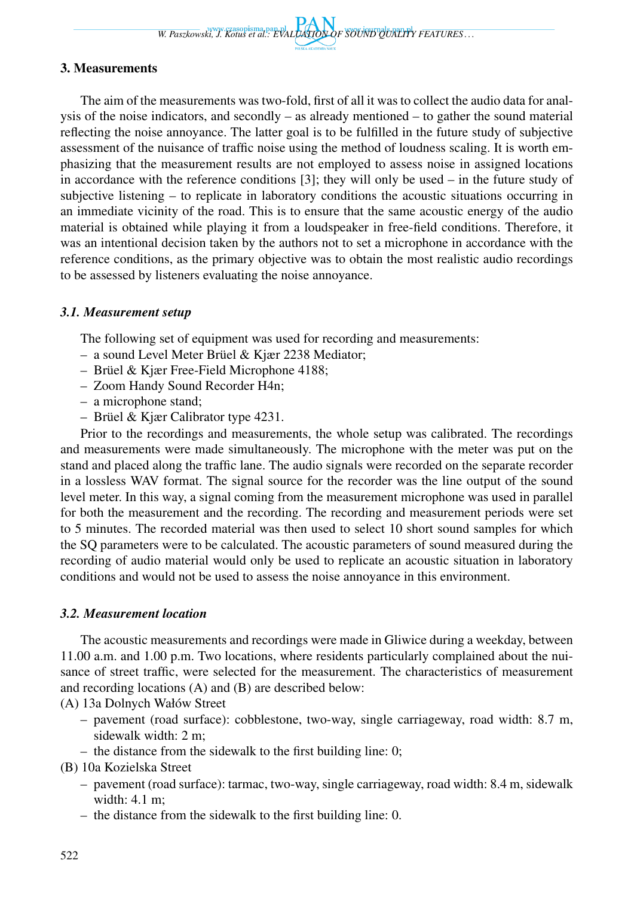## 3. Measurements

The aim of the measurements was two-fold, first of all it was to collect the audio data for analysis of the noise indicators, and secondly – as already mentioned – to gather the sound material reflecting the noise annoyance. The latter goal is to be fulfilled in the future study of subjective assessment of the nuisance of traffic noise using the method of loudness scaling. It is worth emphasizing that the measurement results are not employed to assess noise in assigned locations in accordance with the reference conditions [3]; they will only be used – in the future study of subjective listening – to replicate in laboratory conditions the acoustic situations occurring in an immediate vicinity of the road. This is to ensure that the same acoustic energy of the audio material is obtained while playing it from a loudspeaker in free-field conditions. Therefore, it was an intentional decision taken by the authors not to set a microphone in accordance with the reference conditions, as the primary objective was to obtain the most realistic audio recordings to be assessed by listeners evaluating the noise annoyance.

### *3.1. Measurement setup*

The following set of equipment was used for recording and measurements:

- a sound Level Meter Brüel & Kjær 2238 Mediator;
- Brüel & Kjær Free-Field Microphone 4188;
- Zoom Handy Sound Recorder H4n;
- a microphone stand;
- Brüel & Kjær Calibrator type 4231.

Prior to the recordings and measurements, the whole setup was calibrated. The recordings and measurements were made simultaneously. The microphone with the meter was put on the stand and placed along the traffic lane. The audio signals were recorded on the separate recorder in a lossless WAV format. The signal source for the recorder was the line output of the sound level meter. In this way, a signal coming from the measurement microphone was used in parallel for both the measurement and the recording. The recording and measurement periods were set to 5 minutes. The recorded material was then used to select 10 short sound samples for which the SQ parameters were to be calculated. The acoustic parameters of sound measured during the recording of audio material would only be used to replicate an acoustic situation in laboratory conditions and would not be used to assess the noise annoyance in this environment.

### *3.2. Measurement location*

The acoustic measurements and recordings were made in Gliwice during a weekday, between 11.00 a.m. and 1.00 p.m. Two locations, where residents particularly complained about the nuisance of street traffic, were selected for the measurement. The characteristics of measurement and recording locations (A) and (B) are described below:

(A) 13a Dolnych Wałów Street
- pavement (road surface): cobblestone, two-way, single carriageway, road width: 8.7 m, sidewalk width: 2 m;
- the distance from the sidewalk to the first building line: 0;

(B) 10a Kozielska Street
- pavement (road surface): tarmac, two-way, single carriageway, road width: 8.4 m, sidewalk width: 4.1 m;
- the distance from the sidewalk to the first building line: 0.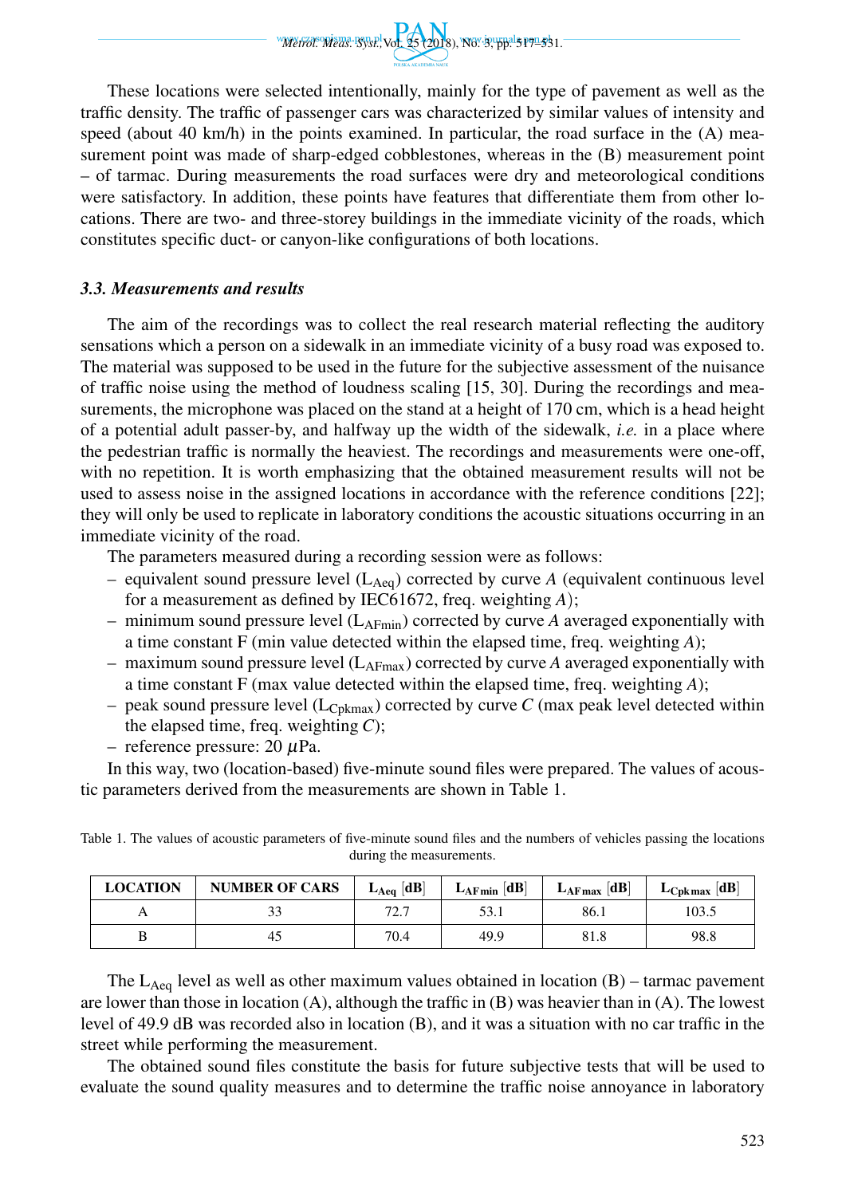These locations were selected intentionally, mainly for the type of pavement as well as the traffic density. The traffic of passenger cars was characterized by similar values of intensity and speed (about 40 km/h) in the points examined. In particular, the road surface in the (A) measurement point was made of sharp-edged cobblestones, whereas in the (B) measurement point – of tarmac. During measurements the road surfaces were dry and meteorological conditions were satisfactory. In addition, these points have features that differentiate them from other locations. There are two- and three-storey buildings in the immediate vicinity of the roads, which constitutes specific duct- or canyon-like configurations of both locations.

### *3.3. Measurements and results*

The aim of the recordings was to collect the real research material reflecting the auditory sensations which a person on a sidewalk in an immediate vicinity of a busy road was exposed to. The material was supposed to be used in the future for the subjective assessment of the nuisance of traffic noise using the method of loudness scaling [15, 30]. During the recordings and measurements, the microphone was placed on the stand at a height of 170 cm, which is a head height of a potential adult passer-by, and halfway up the width of the sidewalk, *i.e.* in a place where the pedestrian traffic is normally the heaviest. The recordings and measurements were one-off, with no repetition. It is worth emphasizing that the obtained measurement results will not be used to assess noise in the assigned locations in accordance with the reference conditions [22]; they will only be used to replicate in laboratory conditions the acoustic situations occurring in an immediate vicinity of the road.

The parameters measured during a recording session were as follows:

- equivalent sound pressure level ($L_{Aeq}$) corrected by curve *A* (equivalent continuous level for a measurement as defined by IEC61672, freq. weighting *A*);
- minimum sound pressure level ($L_{AFmin}$) corrected by curve *A* averaged exponentially with a time constant F (min value detected within the elapsed time, freq. weighting *A*);
- maximum sound pressure level ($L_{AFmax}$) corrected by curve *A* averaged exponentially with a time constant F (max value detected within the elapsed time, freq. weighting *A*);
- peak sound pressure level ($L_{Cpkmax}$) corrected by curve *C* (max peak level detected within the elapsed time, freq. weighting *C*);
- reference pressure: 20 $\mu$Pa.

In this way, two (location-based) five-minute sound files were prepared. The values of acoustic parameters derived from the measurements are shown in Table 1.

Table 1. The values of acoustic parameters of five-minute sound files and the numbers of vehicles passing the locations during the measurements.

| LOCATION | NUMBER OF CARS | $L_{Aeq}$ [dB] | $L_{AF\,min}$ [dB] | $L_{AF\,max}$ [dB] | $L_{Cpk\,max}$ [dB] |
|---|---|---|---|---|---|
| A | 33 | 72.7 | 53.1 | 86.1 | 103.5 |
| B | 45 | 70.4 | 49.9 | 81.8 | 98.8 |

The $L_{Aeq}$ level as well as other maximum values obtained in location (B) – tarmac pavement are lower than those in location (A), although the traffic in (B) was heavier than in (A). The lowest level of 49.9 dB was recorded also in location (B), and it was a situation with no car traffic in the street while performing the measurement.

The obtained sound files constitute the basis for future subjective tests that will be used to evaluate the sound quality measures and to determine the traffic noise annoyance in laboratory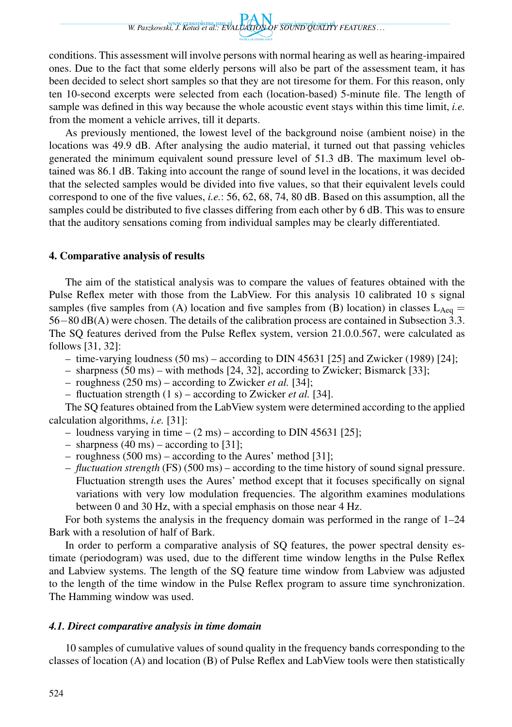conditions. This assessment will involve persons with normal hearing as well as hearing-impaired ones. Due to the fact that some elderly persons will also be part of the assessment team, it has been decided to select short samples so that they are not tiresome for them. For this reason, only ten 10-second excerpts were selected from each (location-based) 5-minute file. The length of sample was defined in this way because the whole acoustic event stays within this time limit, *i.e.* from the moment a vehicle arrives, till it departs.

As previously mentioned, the lowest level of the background noise (ambient noise) in the locations was 49.9 dB. After analysing the audio material, it turned out that passing vehicles generated the minimum equivalent sound pressure level of 51.3 dB. The maximum level obtained was 86.1 dB. Taking into account the range of sound level in the locations, it was decided that the selected samples would be divided into five values, so that their equivalent levels could correspond to one of the five values, *i.e.*: 56, 62, 68, 74, 80 dB. Based on this assumption, all the samples could be distributed to five classes differing from each other by 6 dB. This was to ensure that the auditory sensations coming from individual samples may be clearly differentiated.

## 4. Comparative analysis of results

The aim of the statistical analysis was to compare the values of features obtained with the Pulse Reflex meter with those from the LabView. For this analysis 10 calibrated 10 s signal samples (five samples from (A) location and five samples from (B) location) in classes $L_{Aeq}$ = 56−80 dB(A) were chosen. The details of the calibration process are contained in Subsection 3.3. The SQ features derived from the Pulse Reflex system, version 21.0.0.567, were calculated as follows [31, 32]:

- time-varying loudness (50 ms) – according to DIN 45631 [25] and Zwicker (1989) [24];
- sharpness (50 ms) – with methods [24, 32], according to Zwicker; Bismarck [33];
- roughness (250 ms) – according to Zwicker *et al.* [34];
- fluctuation strength (1 s) – according to Zwicker *et al.* [34].

The SQ features obtained from the LabView system were determined according to the applied calculation algorithms, *i.e.* [31]:

- loudness varying in time – (2 ms) – according to DIN 45631 [25];
- sharpness (40 ms) – according to [31];
- roughness (500 ms) – according to the Aures' method [31];
- *fluctuation strength* (FS) (500 ms) – according to the time history of sound signal pressure. Fluctuation strength uses the Aures' method except that it focuses specifically on signal variations with very low modulation frequencies. The algorithm examines modulations between 0 and 30 Hz, with a special emphasis on those near 4 Hz.

For both systems the analysis in the frequency domain was performed in the range of 1–24 Bark with a resolution of half of Bark.

In order to perform a comparative analysis of SQ features, the power spectral density estimate (periodogram) was used, due to the different time window lengths in the Pulse Reflex and Labview systems. The length of the SQ feature time window from Labview was adjusted to the length of the time window in the Pulse Reflex program to assure time synchronization. The Hamming window was used.

### *4.1. Direct comparative analysis in time domain*

10 samples of cumulative values of sound quality in the frequency bands corresponding to the classes of location (A) and location (B) of Pulse Reflex and LabView tools were then statistically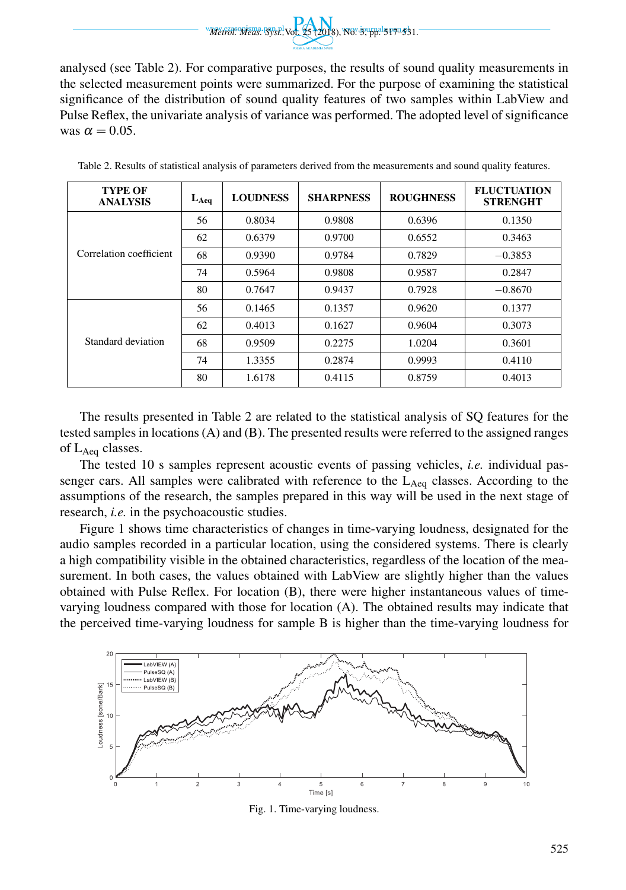analysed (see Table 2). For comparative purposes, the results of sound quality measurements in the selected measurement points were summarized. For the purpose of examining the statistical significance of the distribution of sound quality features of two samples within LabView and Pulse Reflex, the univariate analysis of variance was performed. The adopted level of significance was $\alpha = 0.05$.

Table 2. Results of statistical analysis of parameters derived from the measurements and sound quality features.

| TYPE OF ANALYSIS | $L_{Aeq}$ | LOUDNESS | SHARPNESS | ROUGHNESS | FLUCTUATION STRENGHT |
|---|---|---|---|---|---|
| Correlation coefficient | 56 | 0.8034 | 0.9808 | 0.6396 | 0.1350 |
| | 62 | 0.6379 | 0.9700 | 0.6552 | 0.3463 |
| | 68 | 0.9390 | 0.9784 | 0.7829 | −0.3853 |
| | 74 | 0.5964 | 0.9808 | 0.9587 | 0.2847 |
| | 80 | 0.7647 | 0.9437 | 0.7928 | −0.8670 |
| Standard deviation | 56 | 0.1465 | 0.1357 | 0.9620 | 0.1377 |
| | 62 | 0.4013 | 0.1627 | 0.9604 | 0.3073 |
| | 68 | 0.9509 | 0.2275 | 1.0204 | 0.3601 |
| | 74 | 1.3355 | 0.2874 | 0.9993 | 0.4110 |
| | 80 | 1.6178 | 0.4115 | 0.8759 | 0.4013 |

The results presented in Table 2 are related to the statistical analysis of SQ features for the tested samples in locations (A) and (B). The presented results were referred to the assigned ranges of $L_{Aeq}$ classes.

The tested 10 s samples represent acoustic events of passing vehicles, *i.e.* individual passenger cars. All samples were calibrated with reference to the $L_{Aeq}$ classes. According to the assumptions of the research, the samples prepared in this way will be used in the next stage of research, *i.e.* in the psychoacoustic studies.

Figure 1 shows time characteristics of changes in time-varying loudness, designated for the audio samples recorded in a particular location, using the considered systems. There is clearly a high compatibility visible in the obtained characteristics, regardless of the location of the measurement. In both cases, the values obtained with LabView are slightly higher than the values obtained with Pulse Reflex. For location (B), there were higher instantaneous values of time-varying loudness compared with those for location (A). The obtained results may indicate that the perceived time-varying loudness for sample B is higher than the time-varying loudness for

Fig. 1. Time-varying loudness.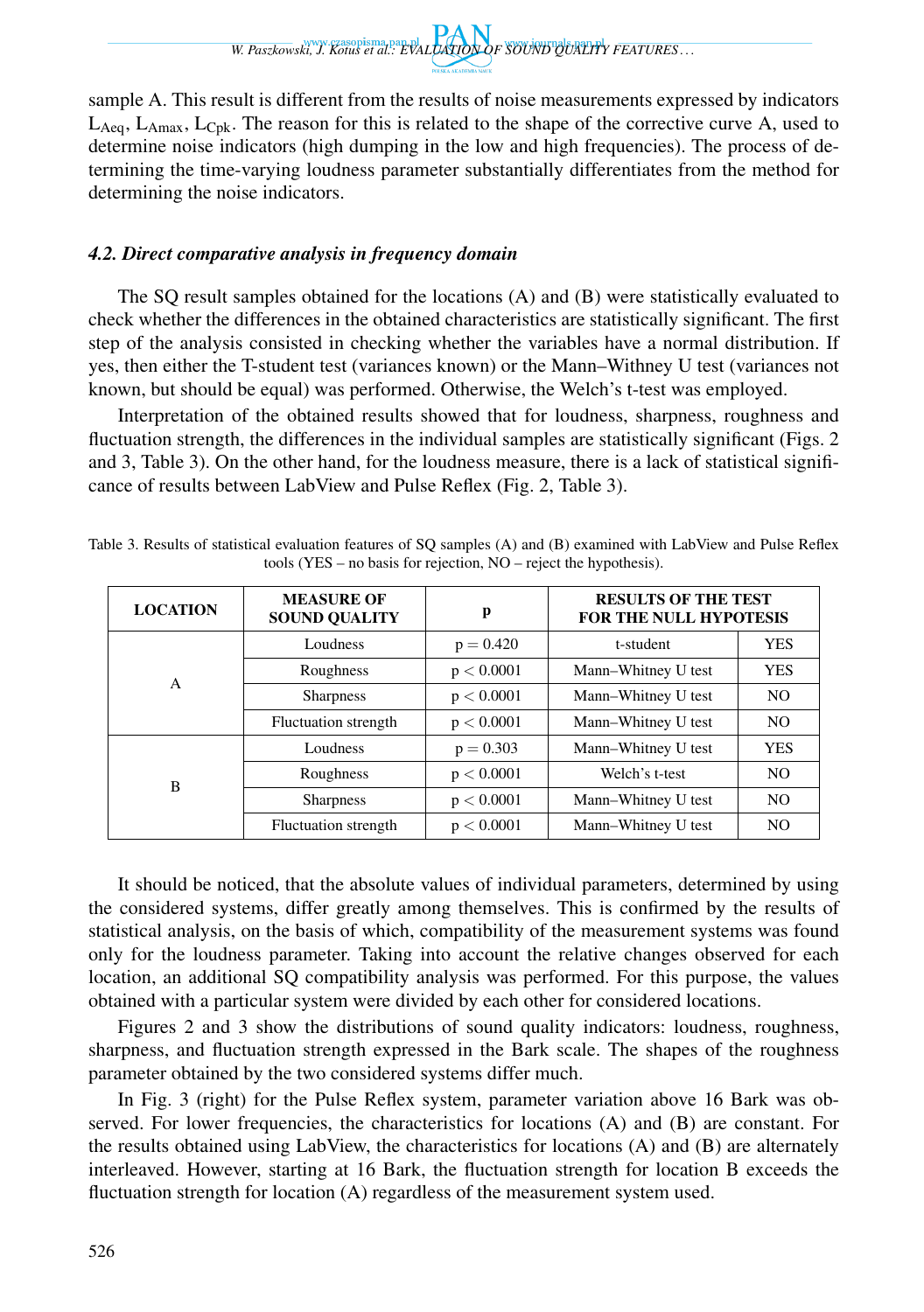sample A. This result is different from the results of noise measurements expressed by indicators $L_{Aeq}$, $L_{Amax}$, $L_{Cpk}$. The reason for this is related to the shape of the corrective curve A, used to determine noise indicators (high dumping in the low and high frequencies). The process of determining the time-varying loudness parameter substantially differentiates from the method for determining the noise indicators.

### *4.2. Direct comparative analysis in frequency domain*

The SQ result samples obtained for the locations (A) and (B) were statistically evaluated to check whether the differences in the obtained characteristics are statistically significant. The first step of the analysis consisted in checking whether the variables have a normal distribution. If yes, then either the T-student test (variances known) or the Mann–Withney U test (variances not known, but should be equal) was performed. Otherwise, the Welch's t-test was employed.

Interpretation of the obtained results showed that for loudness, sharpness, roughness and fluctuation strength, the differences in the individual samples are statistically significant (Figs. 2 and 3, Table 3). On the other hand, for the loudness measure, there is a lack of statistical significance of results between LabView and Pulse Reflex (Fig. 2, Table 3).

Table 3. Results of statistical evaluation features of SQ samples (A) and (B) examined with LabView and Pulse Reflex tools (YES – no basis for rejection, NO – reject the hypothesis).

| LOCATION | MEASURE OF SOUND QUALITY | p | RESULTS OF THE TEST FOR THE NULL HYPOTESIS | |
|---|---|---|---|---|
| A | Loudness | $p = 0.420$ | t-student | YES |
| | Roughness | $p < 0.0001$ | Mann–Whitney U test | YES |
| | Sharpness | $p < 0.0001$ | Mann–Whitney U test | NO |
| | Fluctuation strength | $p < 0.0001$ | Mann–Whitney U test | NO |
| B | Loudness | $p = 0.303$ | Mann–Whitney U test | YES |
| | Roughness | $p < 0.0001$ | Welch's t-test | NO |
| | Sharpness | $p < 0.0001$ | Mann–Whitney U test | NO |
| | Fluctuation strength | $p < 0.0001$ | Mann–Whitney U test | NO |

It should be noticed, that the absolute values of individual parameters, determined by using the considered systems, differ greatly among themselves. This is confirmed by the results of statistical analysis, on the basis of which, compatibility of the measurement systems was found only for the loudness parameter. Taking into account the relative changes observed for each location, an additional SQ compatibility analysis was performed. For this purpose, the values obtained with a particular system were divided by each other for considered locations.

Figures 2 and 3 show the distributions of sound quality indicators: loudness, roughness, sharpness, and fluctuation strength expressed in the Bark scale. The shapes of the roughness parameter obtained by the two considered systems differ much.

In Fig. 3 (right) for the Pulse Reflex system, parameter variation above 16 Bark was observed. For lower frequencies, the characteristics for locations (A) and (B) are constant. For the results obtained using LabView, the characteristics for locations (A) and (B) are alternately interleaved. However, starting at 16 Bark, the fluctuation strength for location B exceeds the fluctuation strength for location (A) regardless of the measurement system used.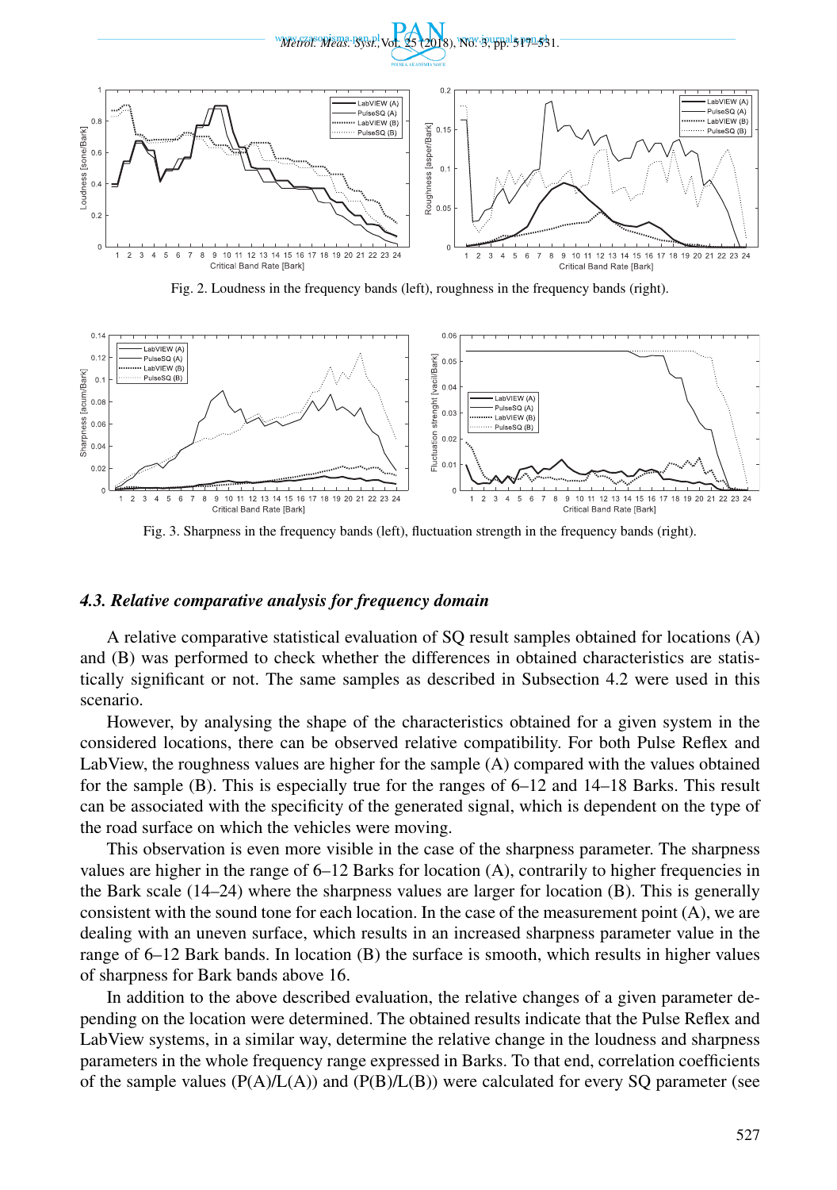Fig. 2. Loudness in the frequency bands (left), roughness in the frequency bands (right).

Fig. 3. Sharpness in the frequency bands (left), fluctuation strength in the frequency bands (right).

### *4.3. Relative comparative analysis for frequency domain*

A relative comparative statistical evaluation of SQ result samples obtained for locations (A) and (B) was performed to check whether the differences in obtained characteristics are statistically significant or not. The same samples as described in Subsection 4.2 were used in this scenario.

However, by analysing the shape of the characteristics obtained for a given system in the considered locations, there can be observed relative compatibility. For both Pulse Reflex and LabView, the roughness values are higher for the sample (A) compared with the values obtained for the sample (B). This is especially true for the ranges of 6–12 and 14–18 Barks. This result can be associated with the specificity of the generated signal, which is dependent on the type of the road surface on which the vehicles were moving.

This observation is even more visible in the case of the sharpness parameter. The sharpness values are higher in the range of 6–12 Barks for location (A), contrarily to higher frequencies in the Bark scale (14–24) where the sharpness values are larger for location (B). This is generally consistent with the sound tone for each location. In the case of the measurement point (A), we are dealing with an uneven surface, which results in an increased sharpness parameter value in the range of 6–12 Bark bands. In location (B) the surface is smooth, which results in higher values of sharpness for Bark bands above 16.

In addition to the above described evaluation, the relative changes of a given parameter depending on the location were determined. The obtained results indicate that the Pulse Reflex and LabView systems, in a similar way, determine the relative change in the loudness and sharpness parameters in the whole frequency range expressed in Barks. To that end, correlation coefficients of the sample values (P(A)/L(A)) and (P(B)/L(B)) were calculated for every SQ parameter (see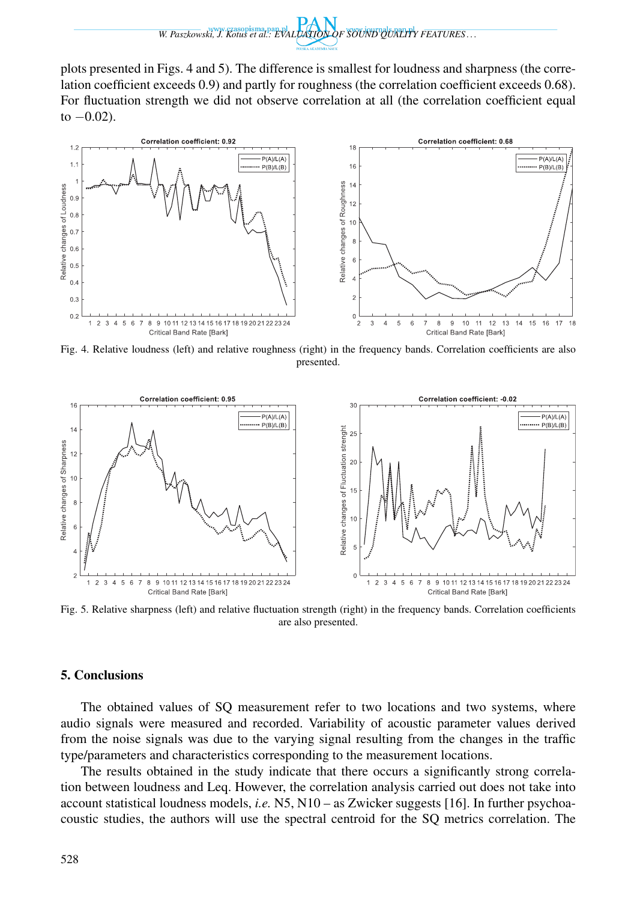plots presented in Figs. 4 and 5). The difference is smallest for loudness and sharpness (the correlation coefficient exceeds 0.9) and partly for roughness (the correlation coefficient exceeds 0.68). For fluctuation strength we did not observe correlation at all (the correlation coefficient equal to −0.02).

Fig. 4. Relative loudness (left) and relative roughness (right) in the frequency bands. Correlation coefficients are also presented.

Fig. 5. Relative sharpness (left) and relative fluctuation strength (right) in the frequency bands. Correlation coefficients are also presented.

## 5. Conclusions

The obtained values of SQ measurement refer to two locations and two systems, where audio signals were measured and recorded. Variability of acoustic parameter values derived from the noise signals was due to the varying signal resulting from the changes in the traffic type/parameters and characteristics corresponding to the measurement locations.

The results obtained in the study indicate that there occurs a significantly strong correlation between loudness and Leq. However, the correlation analysis carried out does not take into account statistical loudness models, *i.e.* N5, N10 – as Zwicker suggests [16]. In further psychoacoustic studies, the authors will use the spectral centroid for the SQ metrics correlation. The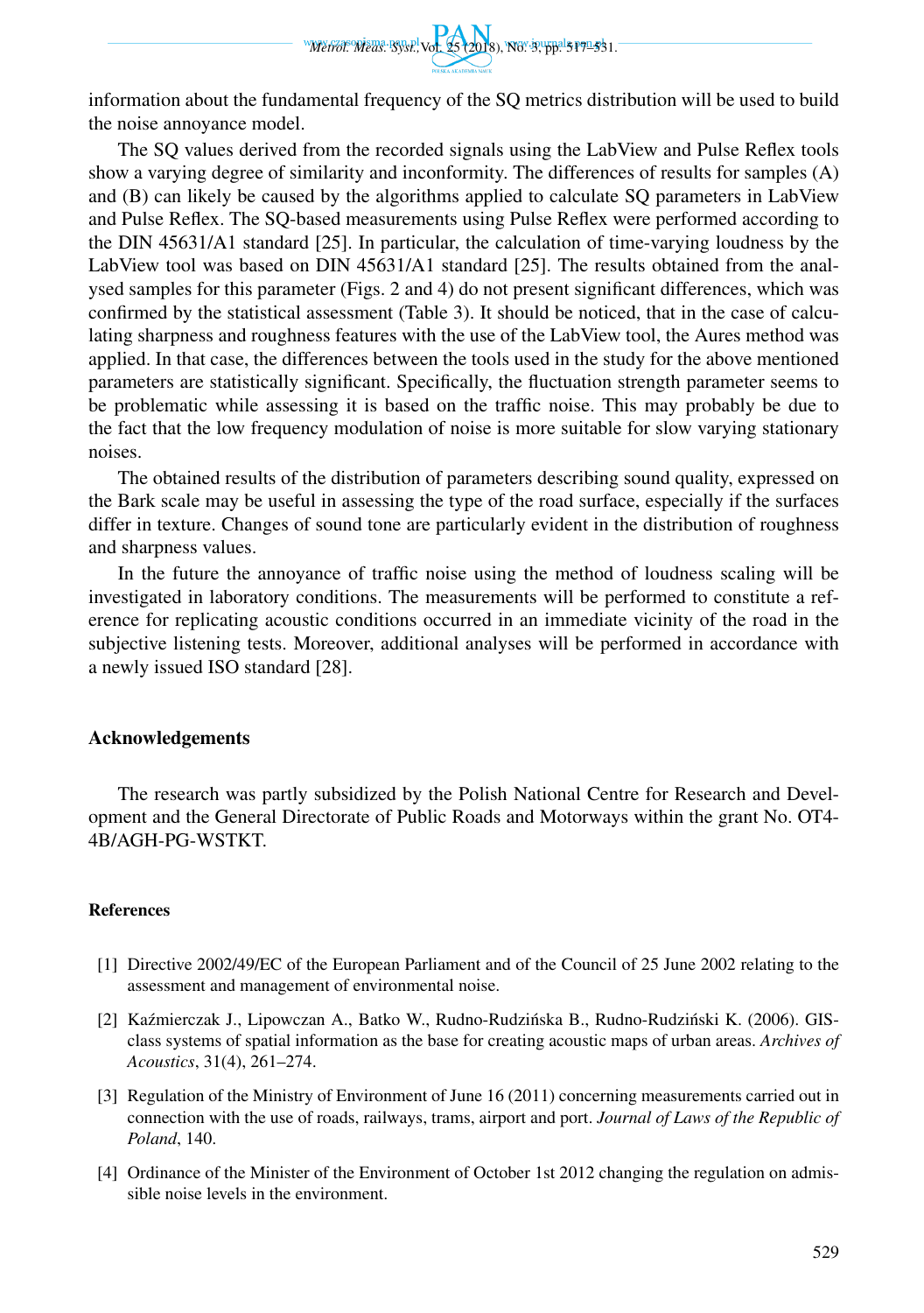information about the fundamental frequency of the SQ metrics distribution will be used to build the noise annoyance model.

The SQ values derived from the recorded signals using the LabView and Pulse Reflex tools show a varying degree of similarity and inconformity. The differences of results for samples (A) and (B) can likely be caused by the algorithms applied to calculate SQ parameters in LabView and Pulse Reflex. The SQ-based measurements using Pulse Reflex were performed according to the DIN 45631/A1 standard [25]. In particular, the calculation of time-varying loudness by the LabView tool was based on DIN 45631/A1 standard [25]. The results obtained from the analysed samples for this parameter (Figs. 2 and 4) do not present significant differences, which was confirmed by the statistical assessment (Table 3). It should be noticed, that in the case of calculating sharpness and roughness features with the use of the LabView tool, the Aures method was applied. In that case, the differences between the tools used in the study for the above mentioned parameters are statistically significant. Specifically, the fluctuation strength parameter seems to be problematic while assessing it is based on the traffic noise. This may probably be due to the fact that the low frequency modulation of noise is more suitable for slow varying stationary noises.

The obtained results of the distribution of parameters describing sound quality, expressed on the Bark scale may be useful in assessing the type of the road surface, especially if the surfaces differ in texture. Changes of sound tone are particularly evident in the distribution of roughness and sharpness values.

In the future the annoyance of traffic noise using the method of loudness scaling will be investigated in laboratory conditions. The measurements will be performed to constitute a reference for replicating acoustic conditions occurred in an immediate vicinity of the road in the subjective listening tests. Moreover, additional analyses will be performed in accordance with a newly issued ISO standard [28].

## Acknowledgements

The research was partly subsidized by the Polish National Centre for Research and Development and the General Directorate of Public Roads and Motorways within the grant No. OT4-4B/AGH-PG-WSTKT.

## References

[1] Directive 2002/49/EC of the European Parliament and of the Council of 25 June 2002 relating to the assessment and management of environmental noise.

[2] Kaźmierczak J., Lipowczan A., Batko W., Rudno-Rudzińska B., Rudno-Rudziński K. (2006). GIS-class systems of spatial information as the base for creating acoustic maps of urban areas. *Archives of Acoustics*, 31(4), 261–274.

[3] Regulation of the Ministry of Environment of June 16 (2011) concerning measurements carried out in connection with the use of roads, railways, trams, airport and port. *Journal of Laws of the Republic of Poland*, 140.

[4] Ordinance of the Minister of the Environment of October 1st 2012 changing the regulation on admissible noise levels in the environment.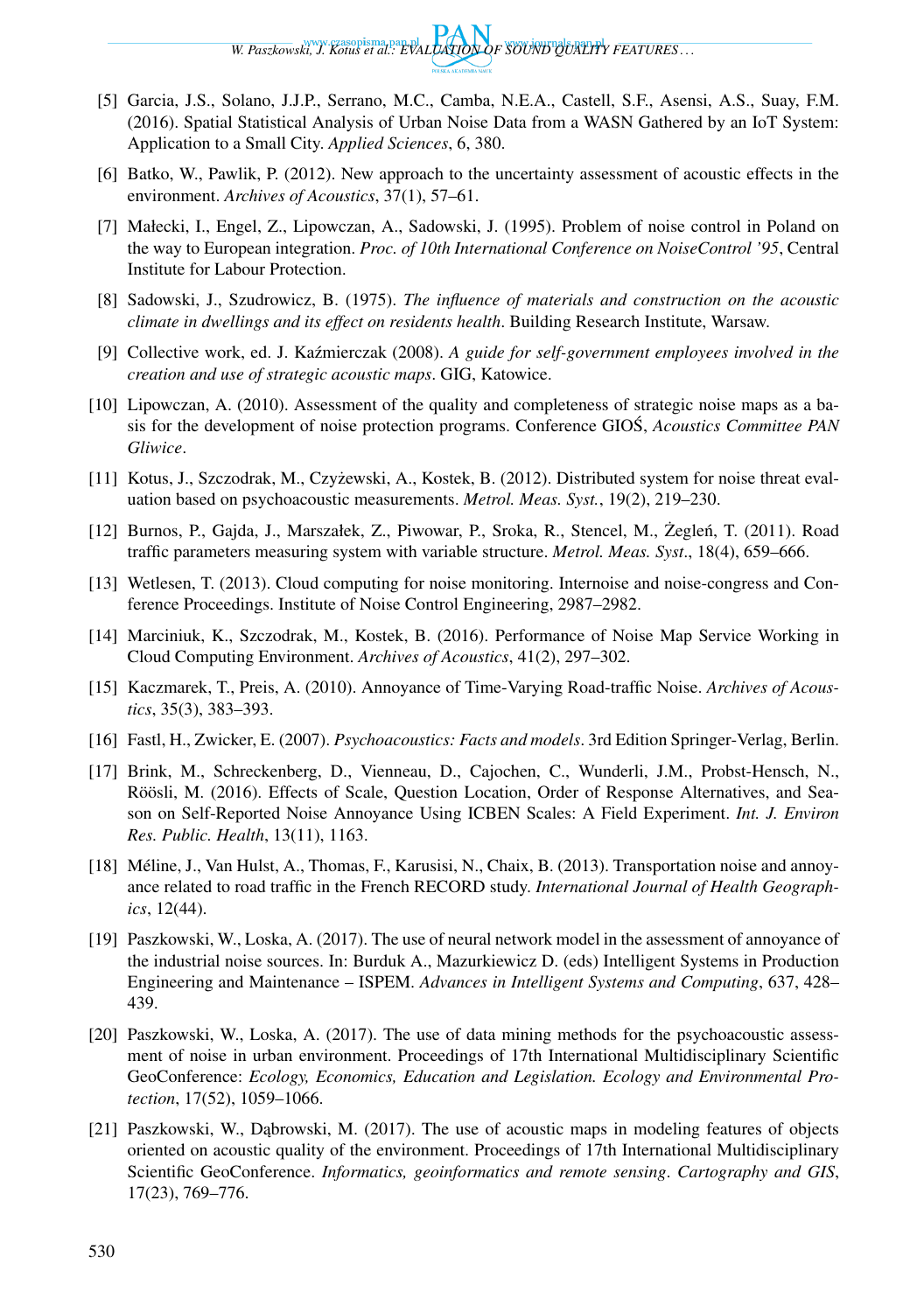[5] Garcia, J.S., Solano, J.J.P., Serrano, M.C., Camba, N.E.A., Castell, S.F., Asensi, A.S., Suay, F.M. (2016). Spatial Statistical Analysis of Urban Noise Data from a WASN Gathered by an IoT System: Application to a Small City. *Applied Sciences*, 6, 380.

[6] Batko, W., Pawlik, P. (2012). New approach to the uncertainty assessment of acoustic effects in the environment. *Archives of Acoustics*, 37(1), 57–61.

[7] Małecki, I., Engel, Z., Lipowczan, A., Sadowski, J. (1995). Problem of noise control in Poland on the way to European integration. *Proc. of 10th International Conference on NoiseControl '95*, Central Institute for Labour Protection.

[8] Sadowski, J., Szudrowicz, B. (1975). *The influence of materials and construction on the acoustic climate in dwellings and its effect on residents health*. Building Research Institute, Warsaw.

[9] Collective work, ed. J. Kaźmierczak (2008). *A guide for self-government employees involved in the creation and use of strategic acoustic maps*. GIG, Katowice.

[10] Lipowczan, A. (2010). Assessment of the quality and completeness of strategic noise maps as a basis for the development of noise protection programs. Conference GIOŚ, *Acoustics Committee PAN Gliwice*.

[11] Kotus, J., Szczodrak, M., Czyżewski, A., Kostek, B. (2012). Distributed system for noise threat evaluation based on psychoacoustic measurements. *Metrol. Meas. Syst.*, 19(2), 219–230.

[12] Burnos, P., Gajda, J., Marszałek, Z., Piwowar, P., Sroka, R., Stencel, M., Żegleń, T. (2011). Road traffic parameters measuring system with variable structure. *Metrol. Meas. Syst*., 18(4), 659–666.

[13] Wetlesen, T. (2013). Cloud computing for noise monitoring. Internoise and noise-congress and Conference Proceedings. Institute of Noise Control Engineering, 2987–2982.

[14] Marciniuk, K., Szczodrak, M., Kostek, B. (2016). Performance of Noise Map Service Working in Cloud Computing Environment. *Archives of Acoustics*, 41(2), 297–302.

[15] Kaczmarek, T., Preis, A. (2010). Annoyance of Time-Varying Road-traffic Noise. *Archives of Acoustics*, 35(3), 383–393.

[16] Fastl, H., Zwicker, E. (2007). *Psychoacoustics: Facts and models*. 3rd Edition Springer-Verlag, Berlin.

[17] Brink, M., Schreckenberg, D., Vienneau, D., Cajochen, C., Wunderli, J.M., Probst-Hensch, N., Röösli, M. (2016). Effects of Scale, Question Location, Order of Response Alternatives, and Season on Self-Reported Noise Annoyance Using ICBEN Scales: A Field Experiment. *Int. J. Environ Res. Public. Health*, 13(11), 1163.

[18] Méline, J., Van Hulst, A., Thomas, F., Karusisi, N., Chaix, B. (2013). Transportation noise and annoyance related to road traffic in the French RECORD study. *International Journal of Health Geographics*, 12(44).

[19] Paszkowski, W., Loska, A. (2017). The use of neural network model in the assessment of annoyance of the industrial noise sources. In: Burduk A., Mazurkiewicz D. (eds) Intelligent Systems in Production Engineering and Maintenance – ISPEM. *Advances in Intelligent Systems and Computing*, 637, 428–439.

[20] Paszkowski, W., Loska, A. (2017). The use of data mining methods for the psychoacoustic assessment of noise in urban environment. Proceedings of 17th International Multidisciplinary Scientific GeoConference: *Ecology, Economics, Education and Legislation. Ecology and Environmental Protection*, 17(52), 1059–1066.

[21] Paszkowski, W., Dąbrowski, M. (2017). The use of acoustic maps in modeling features of objects oriented on acoustic quality of the environment. Proceedings of 17th International Multidisciplinary Scientific GeoConference. *Informatics, geoinformatics and remote sensing*. *Cartography and GIS*, 17(23), 769–776.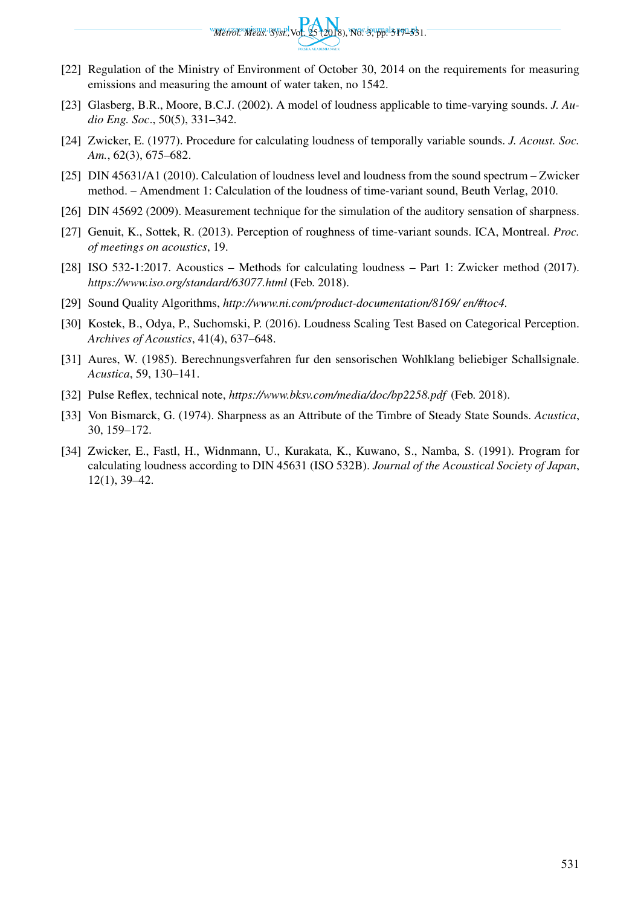[22] Regulation of the Ministry of Environment of October 30, 2014 on the requirements for measuring emissions and measuring the amount of water taken, no 1542.

[23] Glasberg, B.R., Moore, B.C.J. (2002). A model of loudness applicable to time-varying sounds. *J. Audio Eng. Soc*., 50(5), 331–342.

[24] Zwicker, E. (1977). Procedure for calculating loudness of temporally variable sounds. *J. Acoust. Soc. Am.*, 62(3), 675–682.

[25] DIN 45631/A1 (2010). Calculation of loudness level and loudness from the sound spectrum – Zwicker method. – Amendment 1: Calculation of the loudness of time-variant sound, Beuth Verlag, 2010.

[26] DIN 45692 (2009). Measurement technique for the simulation of the auditory sensation of sharpness.

[27] Genuit, K., Sottek, R. (2013). Perception of roughness of time-variant sounds. ICA, Montreal. *Proc. of meetings on acoustics*, 19.

[28] ISO 532-1:2017. Acoustics – Methods for calculating loudness – Part 1: Zwicker method (2017). *https://www.iso.org/standard/63077.html* (Feb. 2018).

[29] Sound Quality Algorithms, *http://www.ni.com/product-documentation/8169/ en/#toc4.*

[30] Kostek, B., Odya, P., Suchomski, P. (2016). Loudness Scaling Test Based on Categorical Perception. *Archives of Acoustics*, 41(4), 637–648.

[31] Aures, W. (1985). Berechnungsverfahren fur den sensorischen Wohlklang beliebiger Schallsignale. *Acustica*, 59, 130–141.

[32] Pulse Reflex, technical note, *https://www.bksv.com/media/doc/bp2258.pdf* (Feb. 2018).

[33] Von Bismarck, G. (1974). Sharpness as an Attribute of the Timbre of Steady State Sounds. *Acustica*, 30, 159–172.

[34] Zwicker, E., Fastl, H., Widnmann, U., Kurakata, K., Kuwano, S., Namba, S. (1991). Program for calculating loudness according to DIN 45631 (ISO 532B). *Journal of the Acoustical Society of Japan*, 12(1), 39–42.